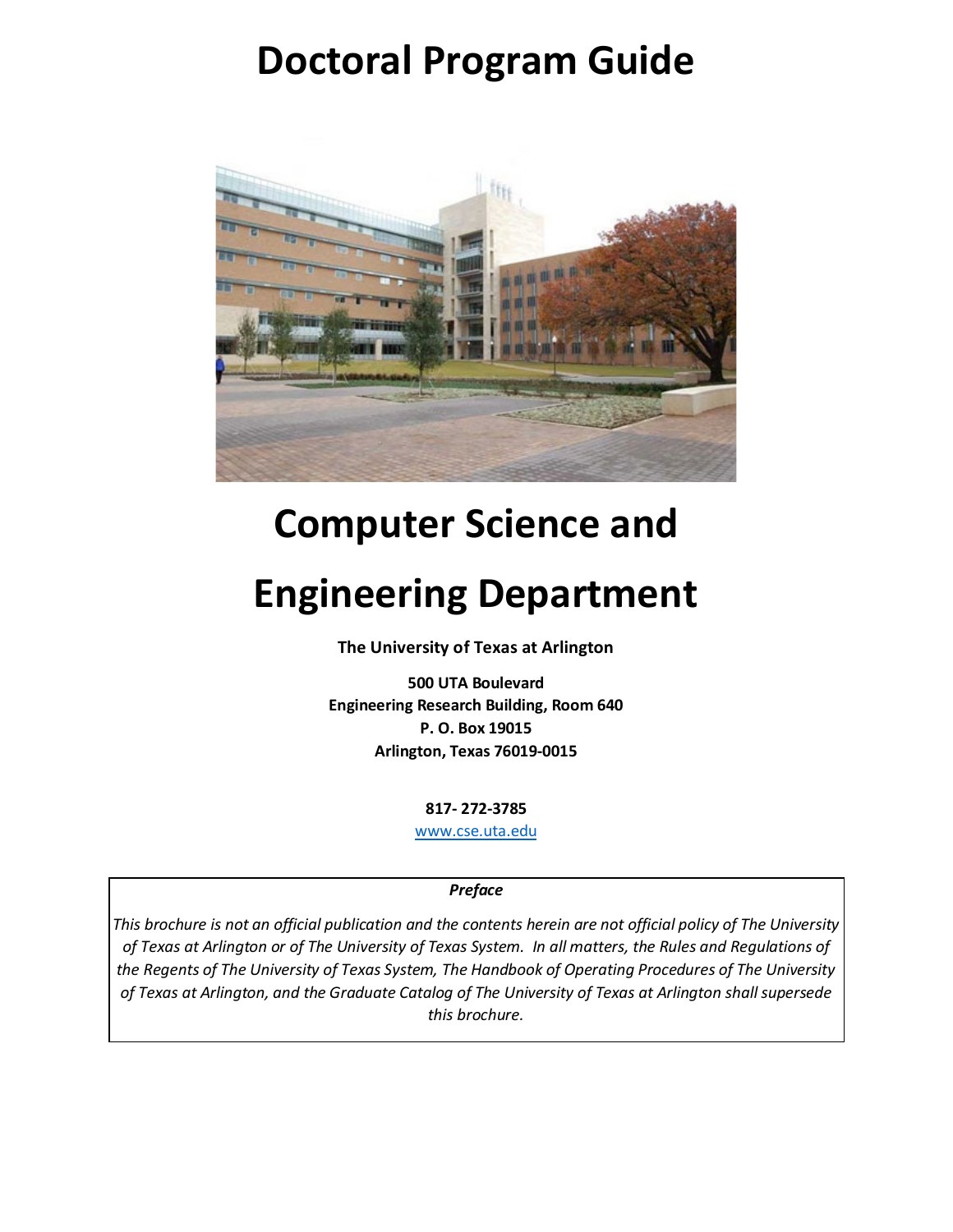# Doctoral Program Guide

# Computer Science and Engineering Department

**The University of Texas at Arlington**

**500 UTA Boulevard**
**Engineering Research Building, Room 640**
**P. O. Box 19015**
**Arlington, Texas 76019-0015**

**817- 272-3785**
www.cse.uta.edu

***Preface***

*This brochure is not an official publication and the contents herein are not official policy of The University of Texas at Arlington or of The University of Texas System. In all matters, the Rules and Regulations of the Regents of The University of Texas System, The Handbook of Operating Procedures of The University of Texas at Arlington, and the Graduate Catalog of The University of Texas at Arlington shall supersede this brochure.*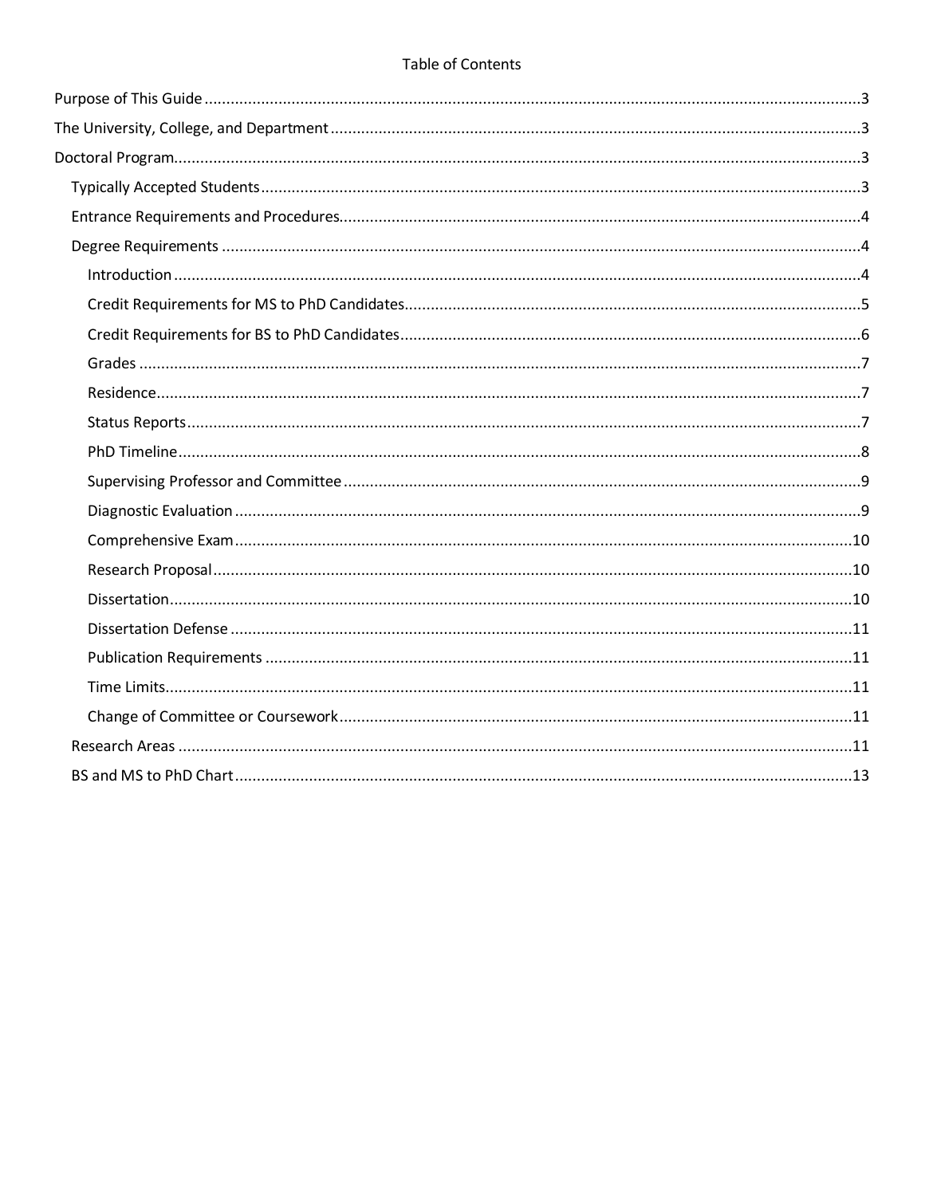Table of Contents

Purpose of This Guide ........................................................................................................................................3

The University, College, and Department ..........................................................................................................3

Doctoral Program..............................................................................................................................................3

- Typically Accepted Students ...........................................................................................................................3
- Entrance Requirements and Procedures........................................................................................................4
- Degree Requirements ....................................................................................................................................4
  - Introduction ..............................................................................................................................................4
  - Credit Requirements for MS to PhD Candidates........................................................................................5
  - Credit Requirements for BS to PhD Candidates.........................................................................................6
  - Grades ......................................................................................................................................................7
  - Residence..................................................................................................................................................7
  - Status Reports ...........................................................................................................................................7
  - PhD Timeline.............................................................................................................................................8
  - Supervising Professor and Committee .......................................................................................................9
  - Diagnostic Evaluation ...............................................................................................................................9
  - Comprehensive Exam ..............................................................................................................................10
  - Research Proposal ...................................................................................................................................10
  - Dissertation.............................................................................................................................................10
  - Dissertation Defense ...............................................................................................................................11
  - Publication Requirements .......................................................................................................................11
  - Time Limits..............................................................................................................................................11
  - Change of Committee or Coursework......................................................................................................11
- Research Areas ............................................................................................................................................11
- BS and MS to PhD Chart ...............................................................................................................................13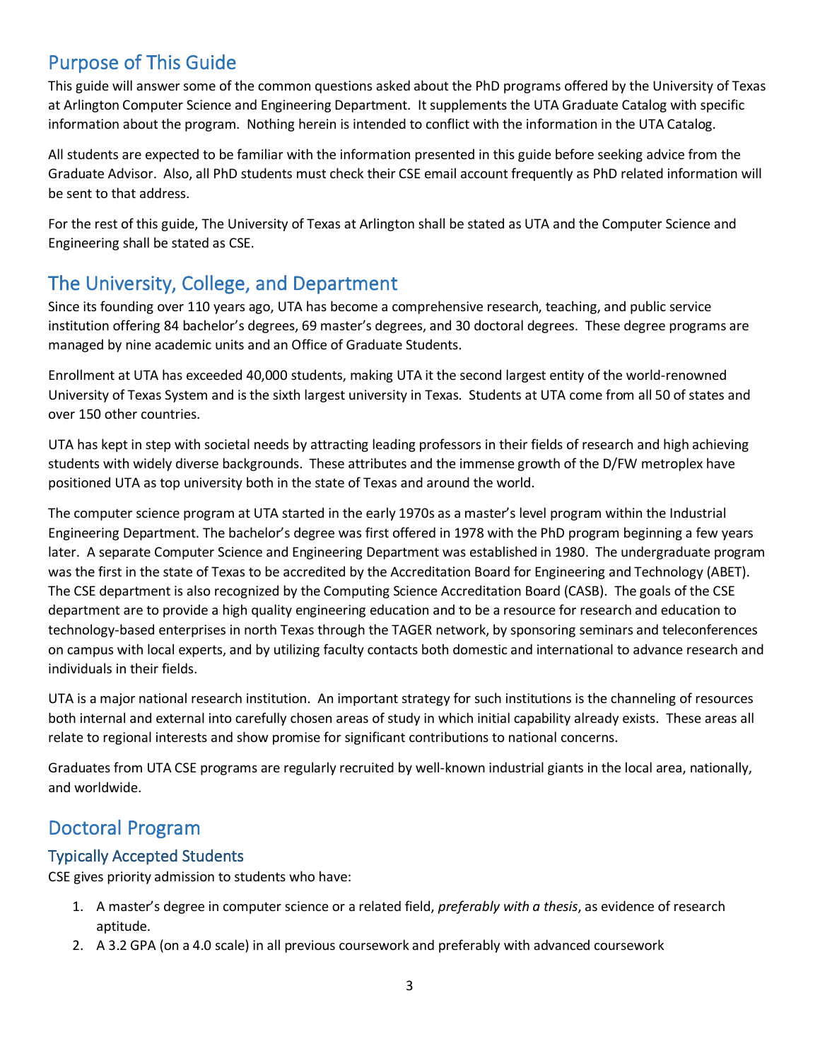## Purpose of This Guide

This guide will answer some of the common questions asked about the PhD programs offered by the University of Texas at Arlington Computer Science and Engineering Department. It supplements the UTA Graduate Catalog with specific information about the program. Nothing herein is intended to conflict with the information in the UTA Catalog.

All students are expected to be familiar with the information presented in this guide before seeking advice from the Graduate Advisor. Also, all PhD students must check their CSE email account frequently as PhD related information will be sent to that address.

For the rest of this guide, The University of Texas at Arlington shall be stated as UTA and the Computer Science and Engineering shall be stated as CSE.

## The University, College, and Department

Since its founding over 110 years ago, UTA has become a comprehensive research, teaching, and public service institution offering 84 bachelor's degrees, 69 master's degrees, and 30 doctoral degrees. These degree programs are managed by nine academic units and an Office of Graduate Students.

Enrollment at UTA has exceeded 40,000 students, making UTA it the second largest entity of the world-renowned University of Texas System and is the sixth largest university in Texas. Students at UTA come from all 50 of states and over 150 other countries.

UTA has kept in step with societal needs by attracting leading professors in their fields of research and high achieving students with widely diverse backgrounds. These attributes and the immense growth of the D/FW metroplex have positioned UTA as top university both in the state of Texas and around the world.

The computer science program at UTA started in the early 1970s as a master's level program within the Industrial Engineering Department. The bachelor's degree was first offered in 1978 with the PhD program beginning a few years later. A separate Computer Science and Engineering Department was established in 1980. The undergraduate program was the first in the state of Texas to be accredited by the Accreditation Board for Engineering and Technology (ABET). The CSE department is also recognized by the Computing Science Accreditation Board (CASB). The goals of the CSE department are to provide a high quality engineering education and to be a resource for research and education to technology-based enterprises in north Texas through the TAGER network, by sponsoring seminars and teleconferences on campus with local experts, and by utilizing faculty contacts both domestic and international to advance research and individuals in their fields.

UTA is a major national research institution. An important strategy for such institutions is the channeling of resources both internal and external into carefully chosen areas of study in which initial capability already exists. These areas all relate to regional interests and show promise for significant contributions to national concerns.

Graduates from UTA CSE programs are regularly recruited by well-known industrial giants in the local area, nationally, and worldwide.

## Doctoral Program

### Typically Accepted Students

CSE gives priority admission to students who have:

1. A master's degree in computer science or a related field, *preferably with a thesis*, as evidence of research aptitude.
2. A 3.2 GPA (on a 4.0 scale) in all previous coursework and preferably with advanced coursework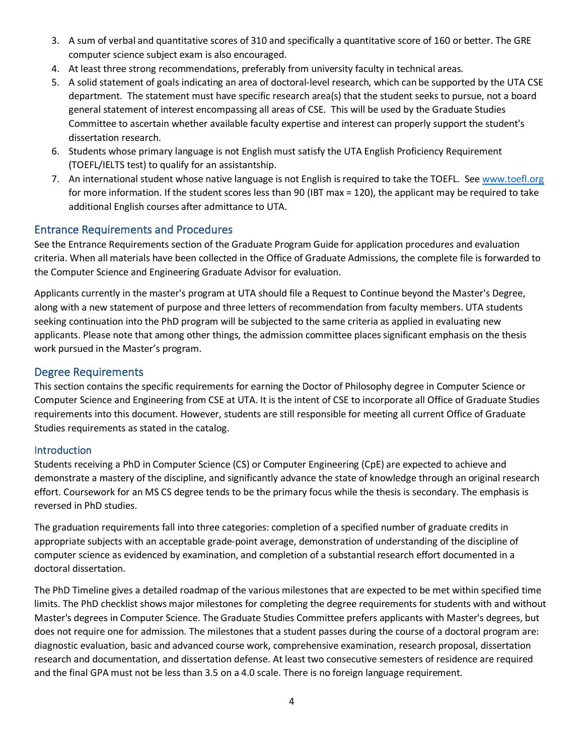3. A sum of verbal and quantitative scores of 310 and specifically a quantitative score of 160 or better. The GRE computer science subject exam is also encouraged.
4. At least three strong recommendations, preferably from university faculty in technical areas.
5. A solid statement of goals indicating an area of doctoral-level research, which can be supported by the UTA CSE department. The statement must have specific research area(s) that the student seeks to pursue, not a board general statement of interest encompassing all areas of CSE. This will be used by the Graduate Studies Committee to ascertain whether available faculty expertise and interest can properly support the student's dissertation research.
6. Students whose primary language is not English must satisfy the UTA English Proficiency Requirement (TOEFL/IELTS test) to qualify for an assistantship.
7. An international student whose native language is not English is required to take the TOEFL. See [www.toefl.org](http://www.toefl.org) for more information. If the student scores less than 90 (IBT max = 120), the applicant may be required to take additional English courses after admittance to UTA.

## Entrance Requirements and Procedures

See the Entrance Requirements section of the Graduate Program Guide for application procedures and evaluation criteria. When all materials have been collected in the Office of Graduate Admissions, the complete file is forwarded to the Computer Science and Engineering Graduate Advisor for evaluation.

Applicants currently in the master's program at UTA should file a Request to Continue beyond the Master's Degree, along with a new statement of purpose and three letters of recommendation from faculty members. UTA students seeking continuation into the PhD program will be subjected to the same criteria as applied in evaluating new applicants. Please note that among other things, the admission committee places significant emphasis on the thesis work pursued in the Master's program.

## Degree Requirements

This section contains the specific requirements for earning the Doctor of Philosophy degree in Computer Science or Computer Science and Engineering from CSE at UTA. It is the intent of CSE to incorporate all Office of Graduate Studies requirements into this document. However, students are still responsible for meeting all current Office of Graduate Studies requirements as stated in the catalog.

### Introduction

Students receiving a PhD in Computer Science (CS) or Computer Engineering (CpE) are expected to achieve and demonstrate a mastery of the discipline, and significantly advance the state of knowledge through an original research effort. Coursework for an MS CS degree tends to be the primary focus while the thesis is secondary. The emphasis is reversed in PhD studies.

The graduation requirements fall into three categories: completion of a specified number of graduate credits in appropriate subjects with an acceptable grade-point average, demonstration of understanding of the discipline of computer science as evidenced by examination, and completion of a substantial research effort documented in a doctoral dissertation.

The PhD Timeline gives a detailed roadmap of the various milestones that are expected to be met within specified time limits. The PhD checklist shows major milestones for completing the degree requirements for students with and without Master's degrees in Computer Science. The Graduate Studies Committee prefers applicants with Master's degrees, but does not require one for admission. The milestones that a student passes during the course of a doctoral program are: diagnostic evaluation, basic and advanced course work, comprehensive examination, research proposal, dissertation research and documentation, and dissertation defense. At least two consecutive semesters of residence are required and the final GPA must not be less than 3.5 on a 4.0 scale. There is no foreign language requirement.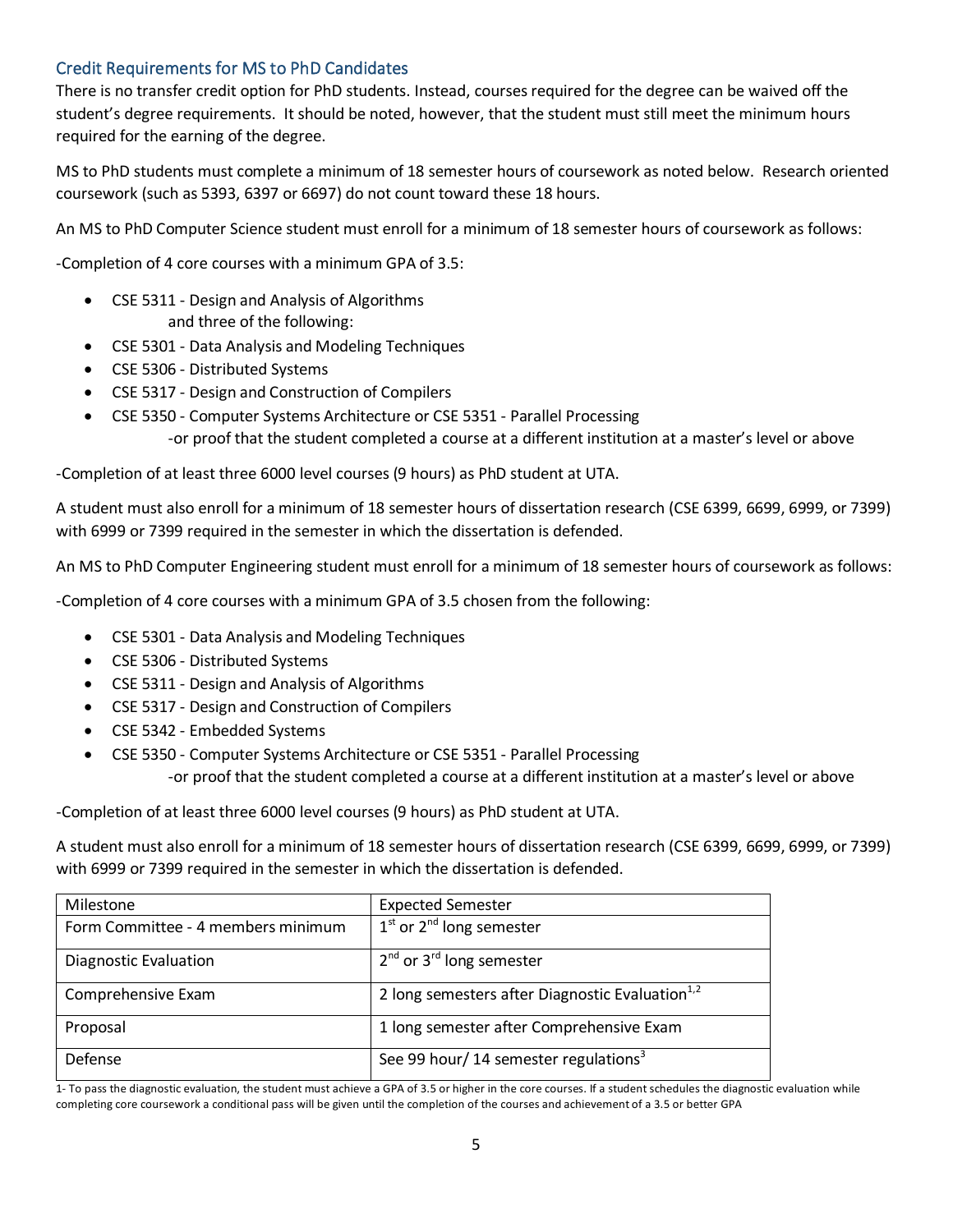## Credit Requirements for MS to PhD Candidates

There is no transfer credit option for PhD students. Instead, courses required for the degree can be waived off the student's degree requirements. It should be noted, however, that the student must still meet the minimum hours required for the earning of the degree.

MS to PhD students must complete a minimum of 18 semester hours of coursework as noted below. Research oriented coursework (such as 5393, 6397 or 6697) do not count toward these 18 hours.

An MS to PhD Computer Science student must enroll for a minimum of 18 semester hours of coursework as follows:

-Completion of 4 core courses with a minimum GPA of 3.5:

- CSE 5311 - Design and Analysis of Algorithms
  and three of the following:
- CSE 5301 - Data Analysis and Modeling Techniques
- CSE 5306 - Distributed Systems
- CSE 5317 - Design and Construction of Compilers
- CSE 5350 - Computer Systems Architecture or CSE 5351 - Parallel Processing
  -or proof that the student completed a course at a different institution at a master's level or above

-Completion of at least three 6000 level courses (9 hours) as PhD student at UTA.

A student must also enroll for a minimum of 18 semester hours of dissertation research (CSE 6399, 6699, 6999, or 7399) with 6999 or 7399 required in the semester in which the dissertation is defended.

An MS to PhD Computer Engineering student must enroll for a minimum of 18 semester hours of coursework as follows:

-Completion of 4 core courses with a minimum GPA of 3.5 chosen from the following:

- CSE 5301 - Data Analysis and Modeling Techniques
- CSE 5306 - Distributed Systems
- CSE 5311 - Design and Analysis of Algorithms
- CSE 5317 - Design and Construction of Compilers
- CSE 5342 - Embedded Systems
- CSE 5350 - Computer Systems Architecture or CSE 5351 - Parallel Processing
  -or proof that the student completed a course at a different institution at a master's level or above

-Completion of at least three 6000 level courses (9 hours) as PhD student at UTA.

A student must also enroll for a minimum of 18 semester hours of dissertation research (CSE 6399, 6699, 6999, or 7399) with 6999 or 7399 required in the semester in which the dissertation is defended.

| Milestone | Expected Semester |
|---|---|
| Form Committee - 4 members minimum | 1st or 2nd long semester |
| Diagnostic Evaluation | 2nd or 3rd long semester |
| Comprehensive Exam | 2 long semesters after Diagnostic Evaluation[1,2] |
| Proposal | 1 long semester after Comprehensive Exam |
| Defense | See 99 hour/ 14 semester regulations[3] |

1- To pass the diagnostic evaluation, the student must achieve a GPA of 3.5 or higher in the core courses. If a student schedules the diagnostic evaluation while completing core coursework a conditional pass will be given until the completion of the courses and achievement of a 3.5 or better GPA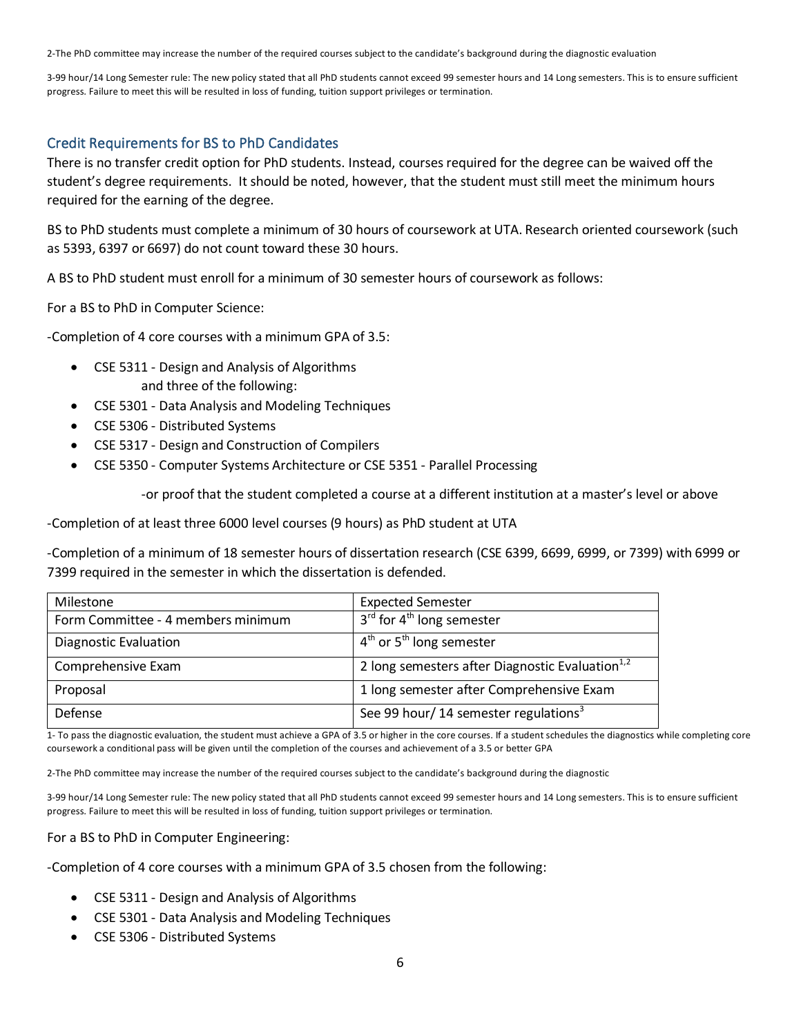2-The PhD committee may increase the number of the required courses subject to the candidate's background during the diagnostic evaluation

3-99 hour/14 Long Semester rule: The new policy stated that all PhD students cannot exceed 99 semester hours and 14 Long semesters. This is to ensure sufficient progress. Failure to meet this will be resulted in loss of funding, tuition support privileges or termination.

## Credit Requirements for BS to PhD Candidates

There is no transfer credit option for PhD students. Instead, courses required for the degree can be waived off the student's degree requirements. It should be noted, however, that the student must still meet the minimum hours required for the earning of the degree.

BS to PhD students must complete a minimum of 30 hours of coursework at UTA. Research oriented coursework (such as 5393, 6397 or 6697) do not count toward these 30 hours.

A BS to PhD student must enroll for a minimum of 30 semester hours of coursework as follows:

For a BS to PhD in Computer Science:

-Completion of 4 core courses with a minimum GPA of 3.5:

- CSE 5311 - Design and Analysis of Algorithms
  and three of the following:
- CSE 5301 - Data Analysis and Modeling Techniques
- CSE 5306 - Distributed Systems
- CSE 5317 - Design and Construction of Compilers
- CSE 5350 - Computer Systems Architecture or CSE 5351 - Parallel Processing

  -or proof that the student completed a course at a different institution at a master's level or above

-Completion of at least three 6000 level courses (9 hours) as PhD student at UTA

-Completion of a minimum of 18 semester hours of dissertation research (CSE 6399, 6699, 6999, or 7399) with 6999 or 7399 required in the semester in which the dissertation is defended.

| Milestone | Expected Semester |
|---|---|
| Form Committee - 4 members minimum | $3^{rd}$ for $4^{th}$ long semester |
| Diagnostic Evaluation | $4^{th}$ or $5^{th}$ long semester |
| Comprehensive Exam | 2 long semesters after Diagnostic Evaluation[1,2] |
| Proposal | 1 long semester after Comprehensive Exam |
| Defense | See 99 hour/ 14 semester regulations[3] |

1- To pass the diagnostic evaluation, the student must achieve a GPA of 3.5 or higher in the core courses. If a student schedules the diagnostics while completing core coursework a conditional pass will be given until the completion of the courses and achievement of a 3.5 or better GPA

2-The PhD committee may increase the number of the required courses subject to the candidate's background during the diagnostic

3-99 hour/14 Long Semester rule: The new policy stated that all PhD students cannot exceed 99 semester hours and 14 Long semesters. This is to ensure sufficient progress. Failure to meet this will be resulted in loss of funding, tuition support privileges or termination.

For a BS to PhD in Computer Engineering:

-Completion of 4 core courses with a minimum GPA of 3.5 chosen from the following:

- CSE 5311 - Design and Analysis of Algorithms
- CSE 5301 - Data Analysis and Modeling Techniques
- CSE 5306 - Distributed Systems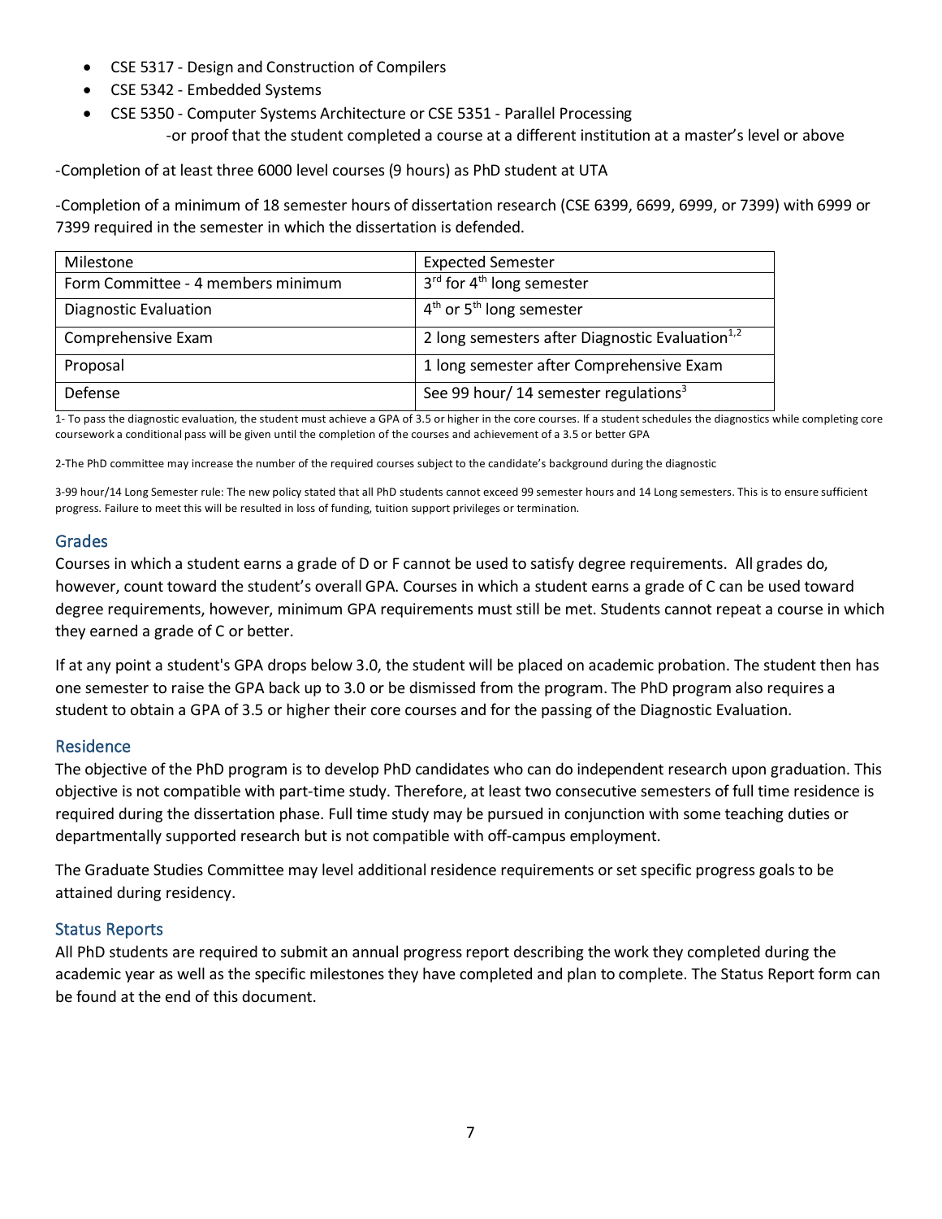- CSE 5317 - Design and Construction of Compilers
- CSE 5342 - Embedded Systems
- CSE 5350 - Computer Systems Architecture or CSE 5351 - Parallel Processing
  - -or proof that the student completed a course at a different institution at a master's level or above

-Completion of at least three 6000 level courses (9 hours) as PhD student at UTA

-Completion of a minimum of 18 semester hours of dissertation research (CSE 6399, 6699, 6999, or 7399) with 6999 or 7399 required in the semester in which the dissertation is defended.

| Milestone | Expected Semester |
|---|---|
| Form Committee - 4 members minimum | 3rd for 4th long semester |
| Diagnostic Evaluation | 4th or 5th long semester |
| Comprehensive Exam | 2 long semesters after Diagnostic Evaluation[1,2] |
| Proposal | 1 long semester after Comprehensive Exam |
| Defense | See 99 hour/ 14 semester regulations[3] |

1- To pass the diagnostic evaluation, the student must achieve a GPA of 3.5 or higher in the core courses. If a student schedules the diagnostics while completing core coursework a conditional pass will be given until the completion of the courses and achievement of a 3.5 or better GPA

2-The PhD committee may increase the number of the required courses subject to the candidate's background during the diagnostic

3-99 hour/14 Long Semester rule: The new policy stated that all PhD students cannot exceed 99 semester hours and 14 Long semesters. This is to ensure sufficient progress. Failure to meet this will be resulted in loss of funding, tuition support privileges or termination.

## Grades

Courses in which a student earns a grade of D or F cannot be used to satisfy degree requirements. All grades do, however, count toward the student's overall GPA. Courses in which a student earns a grade of C can be used toward degree requirements, however, minimum GPA requirements must still be met. Students cannot repeat a course in which they earned a grade of C or better.

If at any point a student's GPA drops below 3.0, the student will be placed on academic probation. The student then has one semester to raise the GPA back up to 3.0 or be dismissed from the program. The PhD program also requires a student to obtain a GPA of 3.5 or higher their core courses and for the passing of the Diagnostic Evaluation.

## Residence

The objective of the PhD program is to develop PhD candidates who can do independent research upon graduation. This objective is not compatible with part-time study. Therefore, at least two consecutive semesters of full time residence is required during the dissertation phase. Full time study may be pursued in conjunction with some teaching duties or departmentally supported research but is not compatible with off-campus employment.

The Graduate Studies Committee may level additional residence requirements or set specific progress goals to be attained during residency.

## Status Reports

All PhD students are required to submit an annual progress report describing the work they completed during the academic year as well as the specific milestones they have completed and plan to complete. The Status Report form can be found at the end of this document.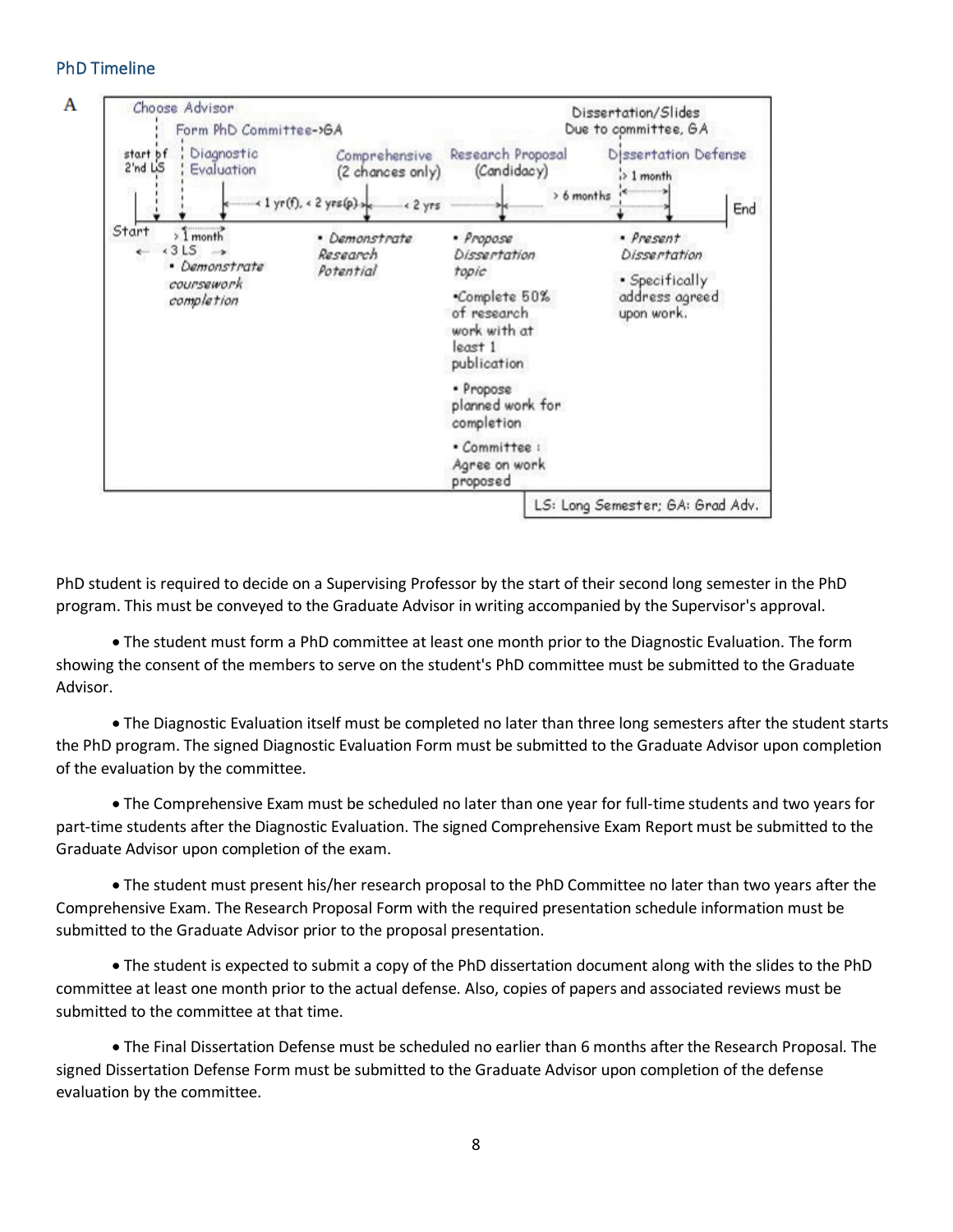## PhD Timeline

A

Choose Advisor

Form PhD Committee->GA

start of 2'nd LS

Diagnostic Evaluation

Comprehensive (2 chances only)

Research Proposal (Candidacy)

Dissertation/Slides Due to committee, GA

Dissertation Defense

< 1 yr(f), < 2 yrs(p)

< 2 yrs

> 6 months

> 1 month

Start

> 1 month

< 3 LS

End

- *Demonstrate coursework completion*

- *Demonstrate Research Potential*

- *Propose Dissertation topic*
- Complete 50% of research work with at least 1 publication
- Propose planned work for completion
- Committee : Agree on work proposed

- *Present Dissertation*
- Specifically address agreed upon work.

LS: Long Semester; GA: Grad Adv.

PhD student is required to decide on a Supervising Professor by the start of their second long semester in the PhD program. This must be conveyed to the Graduate Advisor in writing accompanied by the Supervisor's approval.

- The student must form a PhD committee at least one month prior to the Diagnostic Evaluation. The form showing the consent of the members to serve on the student's PhD committee must be submitted to the Graduate Advisor.

- The Diagnostic Evaluation itself must be completed no later than three long semesters after the student starts the PhD program. The signed Diagnostic Evaluation Form must be submitted to the Graduate Advisor upon completion of the evaluation by the committee.

- The Comprehensive Exam must be scheduled no later than one year for full-time students and two years for part-time students after the Diagnostic Evaluation. The signed Comprehensive Exam Report must be submitted to the Graduate Advisor upon completion of the exam.

- The student must present his/her research proposal to the PhD Committee no later than two years after the Comprehensive Exam. The Research Proposal Form with the required presentation schedule information must be submitted to the Graduate Advisor prior to the proposal presentation.

- The student is expected to submit a copy of the PhD dissertation document along with the slides to the PhD committee at least one month prior to the actual defense. Also, copies of papers and associated reviews must be submitted to the committee at that time.

- The Final Dissertation Defense must be scheduled no earlier than 6 months after the Research Proposal. The signed Dissertation Defense Form must be submitted to the Graduate Advisor upon completion of the defense evaluation by the committee.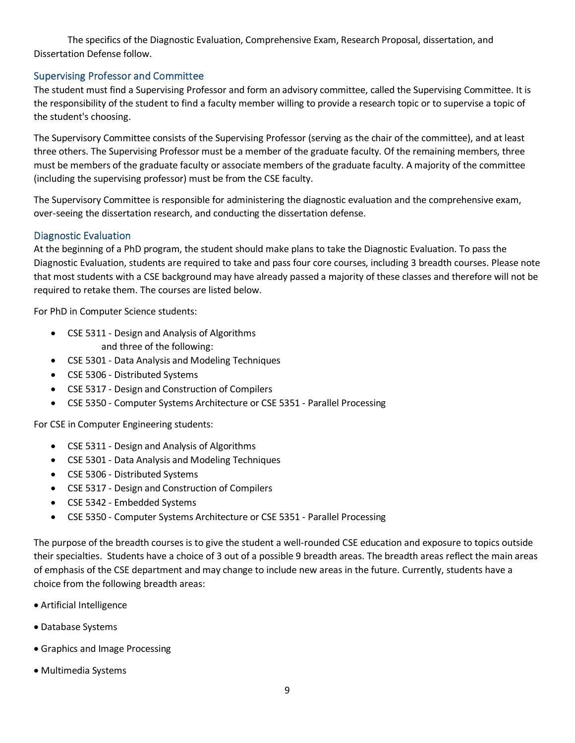The specifics of the Diagnostic Evaluation, Comprehensive Exam, Research Proposal, dissertation, and Dissertation Defense follow.

## Supervising Professor and Committee

The student must find a Supervising Professor and form an advisory committee, called the Supervising Committee. It is the responsibility of the student to find a faculty member willing to provide a research topic or to supervise a topic of the student's choosing.

The Supervisory Committee consists of the Supervising Professor (serving as the chair of the committee), and at least three others. The Supervising Professor must be a member of the graduate faculty. Of the remaining members, three must be members of the graduate faculty or associate members of the graduate faculty. A majority of the committee (including the supervising professor) must be from the CSE faculty.

The Supervisory Committee is responsible for administering the diagnostic evaluation and the comprehensive exam, over-seeing the dissertation research, and conducting the dissertation defense.

## Diagnostic Evaluation

At the beginning of a PhD program, the student should make plans to take the Diagnostic Evaluation. To pass the Diagnostic Evaluation, students are required to take and pass four core courses, including 3 breadth courses. Please note that most students with a CSE background may have already passed a majority of these classes and therefore will not be required to retake them. The courses are listed below.

For PhD in Computer Science students:

- CSE 5311 - Design and Analysis of Algorithms
  and three of the following:
- CSE 5301 - Data Analysis and Modeling Techniques
- CSE 5306 - Distributed Systems
- CSE 5317 - Design and Construction of Compilers
- CSE 5350 - Computer Systems Architecture or CSE 5351 - Parallel Processing

For CSE in Computer Engineering students:

- CSE 5311 - Design and Analysis of Algorithms
- CSE 5301 - Data Analysis and Modeling Techniques
- CSE 5306 - Distributed Systems
- CSE 5317 - Design and Construction of Compilers
- CSE 5342 - Embedded Systems
- CSE 5350 - Computer Systems Architecture or CSE 5351 - Parallel Processing

The purpose of the breadth courses is to give the student a well-rounded CSE education and exposure to topics outside their specialties. Students have a choice of 3 out of a possible 9 breadth areas. The breadth areas reflect the main areas of emphasis of the CSE department and may change to include new areas in the future. Currently, students have a choice from the following breadth areas:

- Artificial Intelligence
- Database Systems
- Graphics and Image Processing
- Multimedia Systems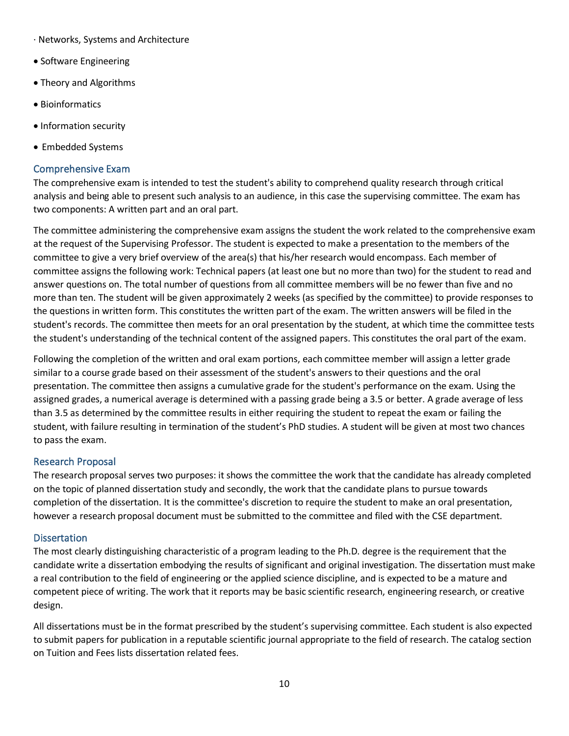- Networks, Systems and Architecture
- Software Engineering
- Theory and Algorithms
- Bioinformatics
- Information security
- Embedded Systems

## Comprehensive Exam

The comprehensive exam is intended to test the student's ability to comprehend quality research through critical analysis and being able to present such analysis to an audience, in this case the supervising committee. The exam has two components: A written part and an oral part.

The committee administering the comprehensive exam assigns the student the work related to the comprehensive exam at the request of the Supervising Professor. The student is expected to make a presentation to the members of the committee to give a very brief overview of the area(s) that his/her research would encompass. Each member of committee assigns the following work: Technical papers (at least one but no more than two) for the student to read and answer questions on. The total number of questions from all committee members will be no fewer than five and no more than ten. The student will be given approximately 2 weeks (as specified by the committee) to provide responses to the questions in written form. This constitutes the written part of the exam. The written answers will be filed in the student's records. The committee then meets for an oral presentation by the student, at which time the committee tests the student's understanding of the technical content of the assigned papers. This constitutes the oral part of the exam.

Following the completion of the written and oral exam portions, each committee member will assign a letter grade similar to a course grade based on their assessment of the student's answers to their questions and the oral presentation. The committee then assigns a cumulative grade for the student's performance on the exam. Using the assigned grades, a numerical average is determined with a passing grade being a 3.5 or better. A grade average of less than 3.5 as determined by the committee results in either requiring the student to repeat the exam or failing the student, with failure resulting in termination of the student's PhD studies. A student will be given at most two chances to pass the exam.

## Research Proposal

The research proposal serves two purposes: it shows the committee the work that the candidate has already completed on the topic of planned dissertation study and secondly, the work that the candidate plans to pursue towards completion of the dissertation. It is the committee's discretion to require the student to make an oral presentation, however a research proposal document must be submitted to the committee and filed with the CSE department.

## Dissertation

The most clearly distinguishing characteristic of a program leading to the Ph.D. degree is the requirement that the candidate write a dissertation embodying the results of significant and original investigation. The dissertation must make a real contribution to the field of engineering or the applied science discipline, and is expected to be a mature and competent piece of writing. The work that it reports may be basic scientific research, engineering research, or creative design.

All dissertations must be in the format prescribed by the student's supervising committee. Each student is also expected to submit papers for publication in a reputable scientific journal appropriate to the field of research. The catalog section on Tuition and Fees lists dissertation related fees.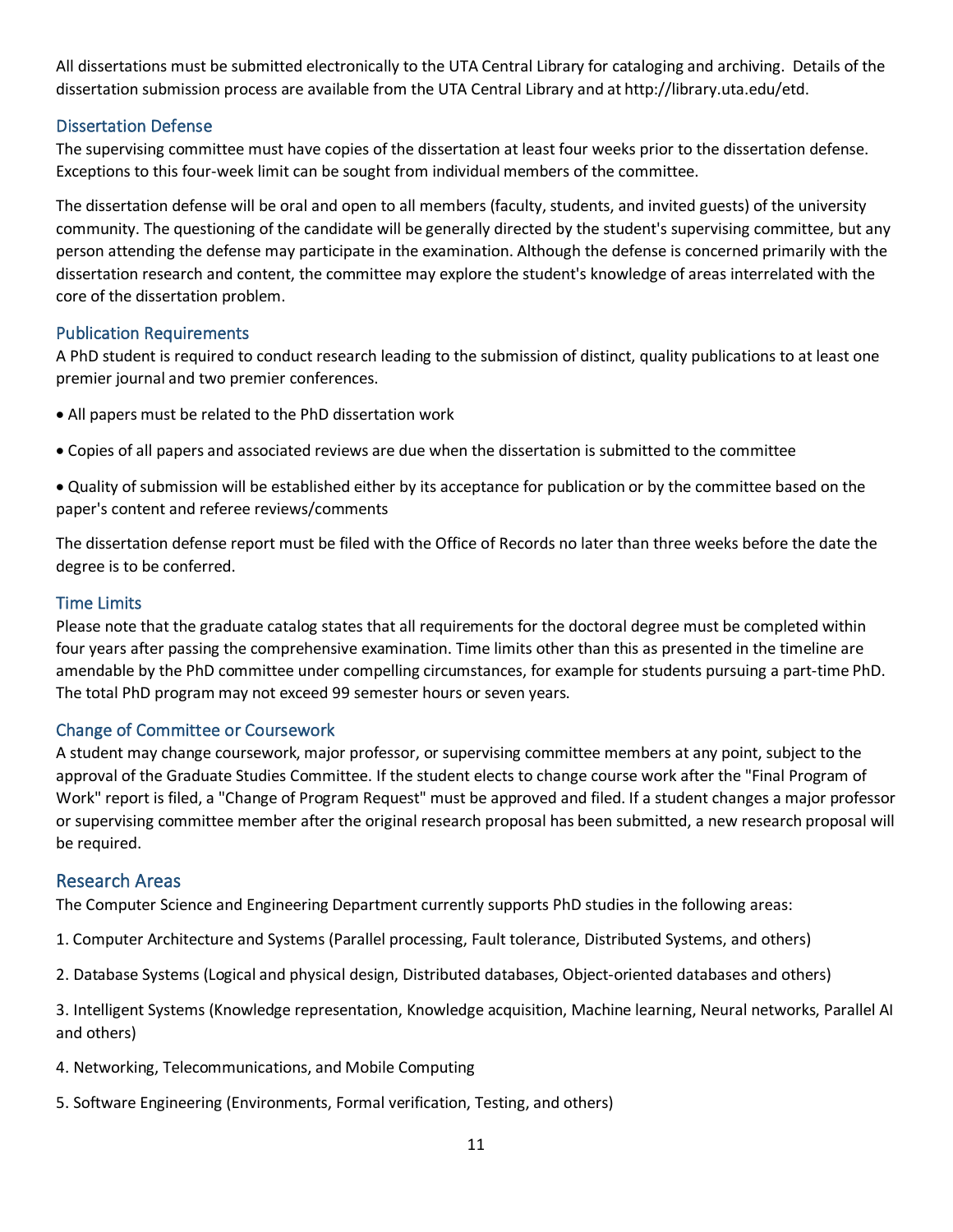All dissertations must be submitted electronically to the UTA Central Library for cataloging and archiving. Details of the dissertation submission process are available from the UTA Central Library and at http://library.uta.edu/etd.

### Dissertation Defense

The supervising committee must have copies of the dissertation at least four weeks prior to the dissertation defense. Exceptions to this four-week limit can be sought from individual members of the committee.

The dissertation defense will be oral and open to all members (faculty, students, and invited guests) of the university community. The questioning of the candidate will be generally directed by the student's supervising committee, but any person attending the defense may participate in the examination. Although the defense is concerned primarily with the dissertation research and content, the committee may explore the student's knowledge of areas interrelated with the core of the dissertation problem.

### Publication Requirements

A PhD student is required to conduct research leading to the submission of distinct, quality publications to at least one premier journal and two premier conferences.

- All papers must be related to the PhD dissertation work
- Copies of all papers and associated reviews are due when the dissertation is submitted to the committee
- Quality of submission will be established either by its acceptance for publication or by the committee based on the paper's content and referee reviews/comments

The dissertation defense report must be filed with the Office of Records no later than three weeks before the date the degree is to be conferred.

### Time Limits

Please note that the graduate catalog states that all requirements for the doctoral degree must be completed within four years after passing the comprehensive examination. Time limits other than this as presented in the timeline are amendable by the PhD committee under compelling circumstances, for example for students pursuing a part-time PhD. The total PhD program may not exceed 99 semester hours or seven years.

### Change of Committee or Coursework

A student may change coursework, major professor, or supervising committee members at any point, subject to the approval of the Graduate Studies Committee. If the student elects to change course work after the "Final Program of Work" report is filed, a "Change of Program Request" must be approved and filed. If a student changes a major professor or supervising committee member after the original research proposal has been submitted, a new research proposal will be required.

## Research Areas

The Computer Science and Engineering Department currently supports PhD studies in the following areas:

1. Computer Architecture and Systems (Parallel processing, Fault tolerance, Distributed Systems, and others)
2. Database Systems (Logical and physical design, Distributed databases, Object-oriented databases and others)
3. Intelligent Systems (Knowledge representation, Knowledge acquisition, Machine learning, Neural networks, Parallel AI and others)
4. Networking, Telecommunications, and Mobile Computing
5. Software Engineering (Environments, Formal verification, Testing, and others)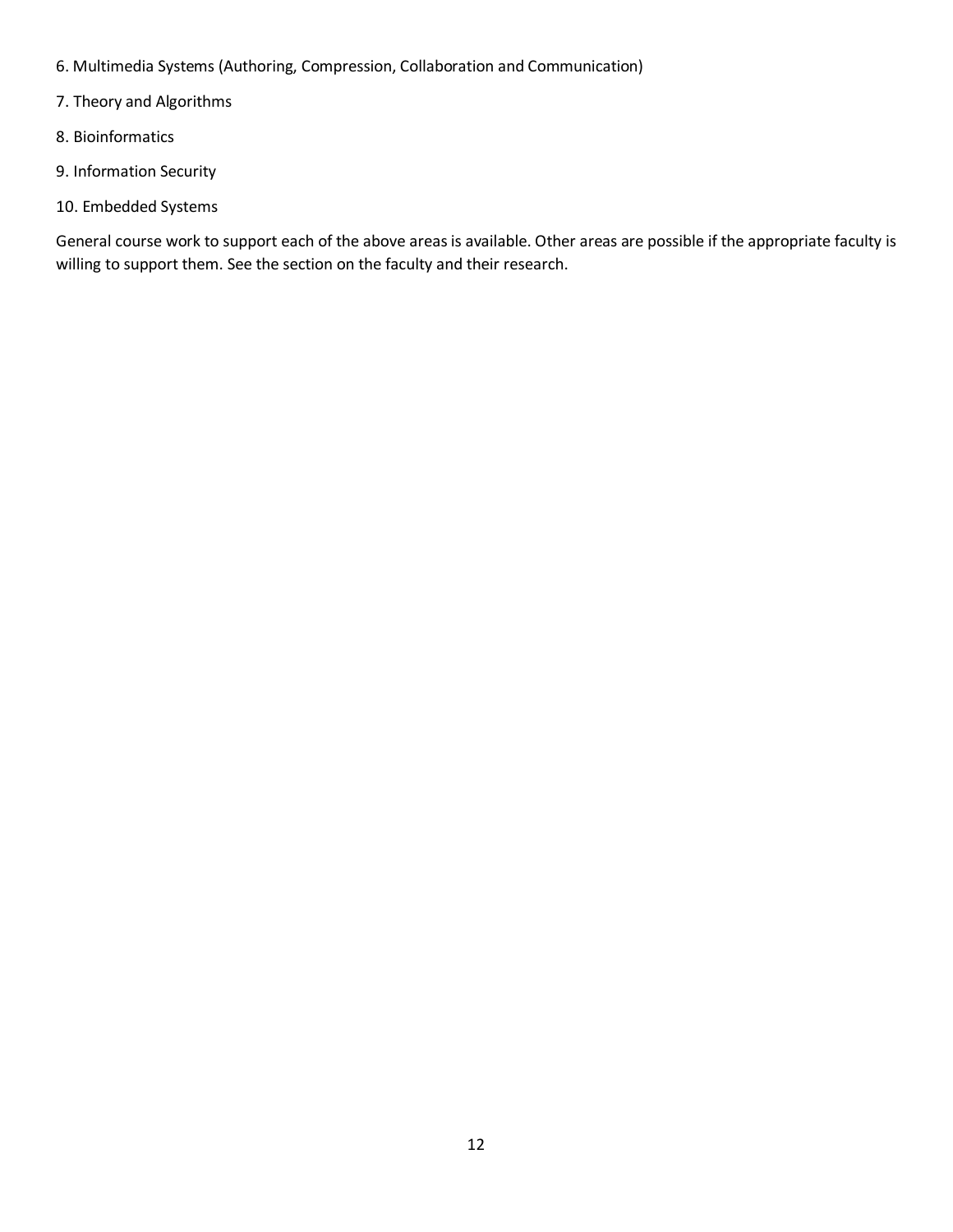6. Multimedia Systems (Authoring, Compression, Collaboration and Communication)

7. Theory and Algorithms

8. Bioinformatics

9. Information Security

10. Embedded Systems

General course work to support each of the above areas is available. Other areas are possible if the appropriate faculty is willing to support them. See the section on the faculty and their research.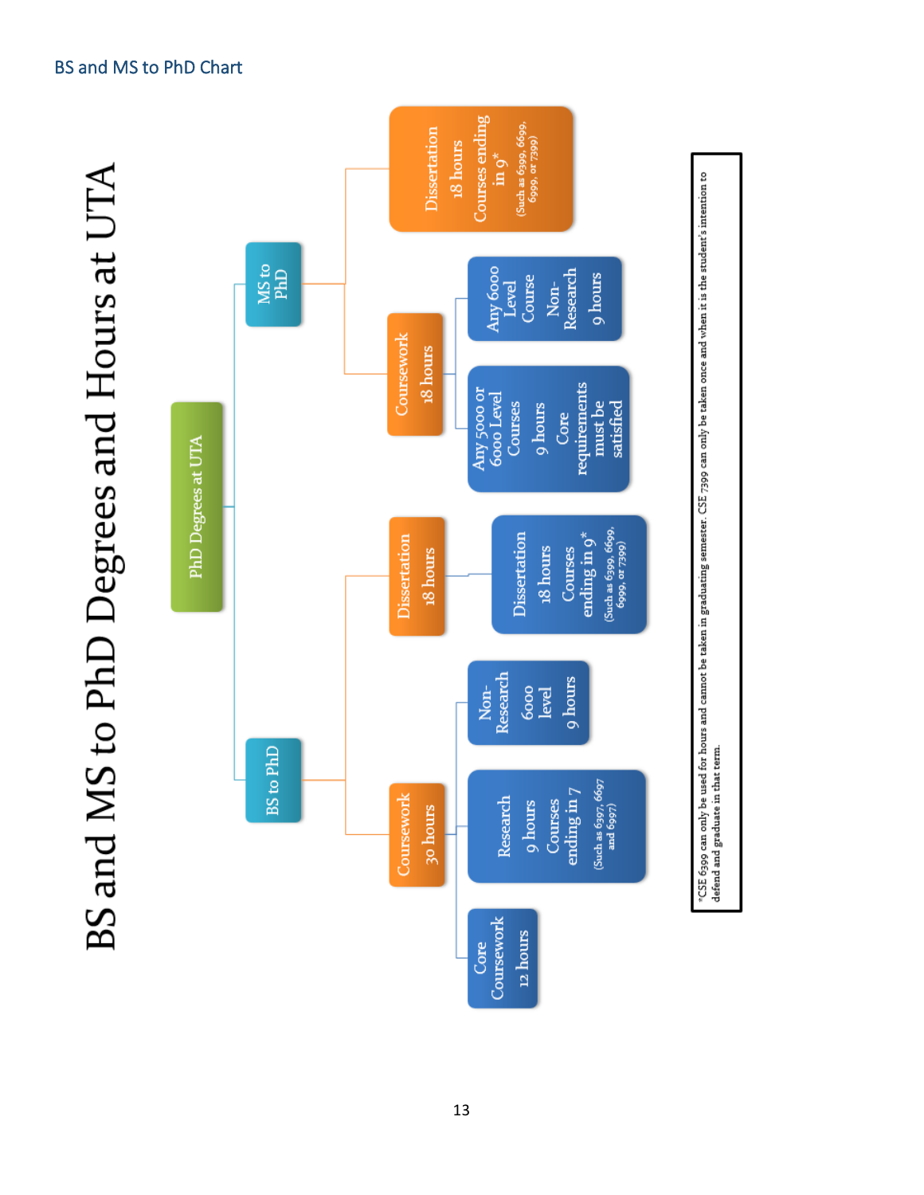## BS and MS to PhD Chart

# BS and MS to PhD Degrees and Hours at UTA

PhD Degrees at UTA

BS to PhD

Coursework 30 hours

Core Coursework 12 hours

Research 9 hours Courses ending in 7 (Such as 6397, 6697 and 6997)

Non-Research 6000 level 9 hours

Dissertation 18 hours

Dissertation 18 hours Courses ending in 9* (Such as 6399, 6699, 6999, or 7399)

MS to PhD

Coursework 18 hours

Any 5000 or 6000 Level Courses 9 hours Core requirements must be satisfied

Any 6000 Level Course Non-Research 9 hours

Dissertation 18 hours Courses ending in 9* (Such as 6399, 6699, 6999, or 7399)

*CSE 6399 can only be used for hours and cannot be taken in graduating semester. CSE 7399 can only be taken once and when it is the student's intention to defend and graduate in that term.